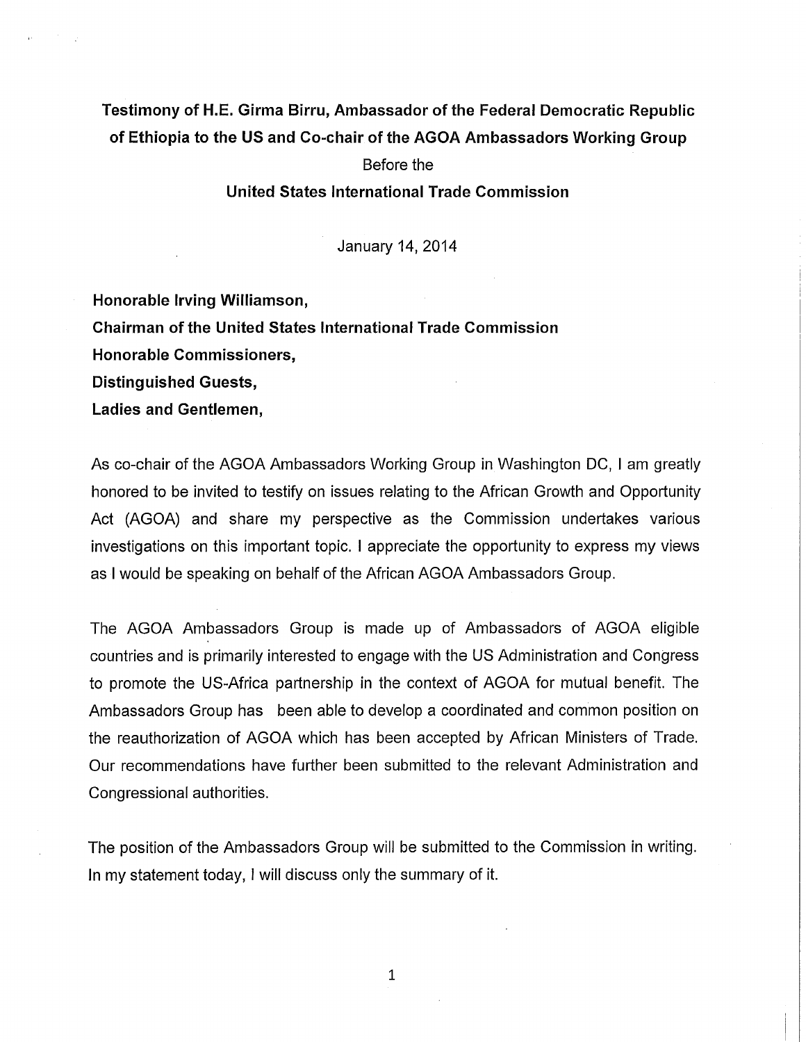**Testimony of H.E. Girma Birru, Ambassador of the Federal Democratic Republic of Ethiopia to the US and Co-chair of the AGOA Ambassadors Working Group**

Before the

**United States International Trade Commission**

January 14, 2014

**Honorable Irving Williamson,**
**Chairman of the United States International Trade Commission**
**Honorable Commissioners,**
**Distinguished Guests,**
**Ladies and Gentlemen,**

As co-chair of the AGOA Ambassadors Working Group in Washington DC, I am greatly honored to be invited to testify on issues relating to the African Growth and Opportunity Act (AGOA) and share my perspective as the Commission undertakes various investigations on this important topic. I appreciate the opportunity to express my views as I would be speaking on behalf of the African AGOA Ambassadors Group.

The AGOA Ambassadors Group is made up of Ambassadors of AGOA eligible countries and is primarily interested to engage with the US Administration and Congress to promote the US-Africa partnership in the context of AGOA for mutual benefit. The Ambassadors Group has been able to develop a coordinated and common position on the reauthorization of AGOA which has been accepted by African Ministers of Trade. Our recommendations have further been submitted to the relevant Administration and Congressional authorities.

The position of the Ambassadors Group will be submitted to the Commission in writing. In my statement today, I will discuss only the summary of it.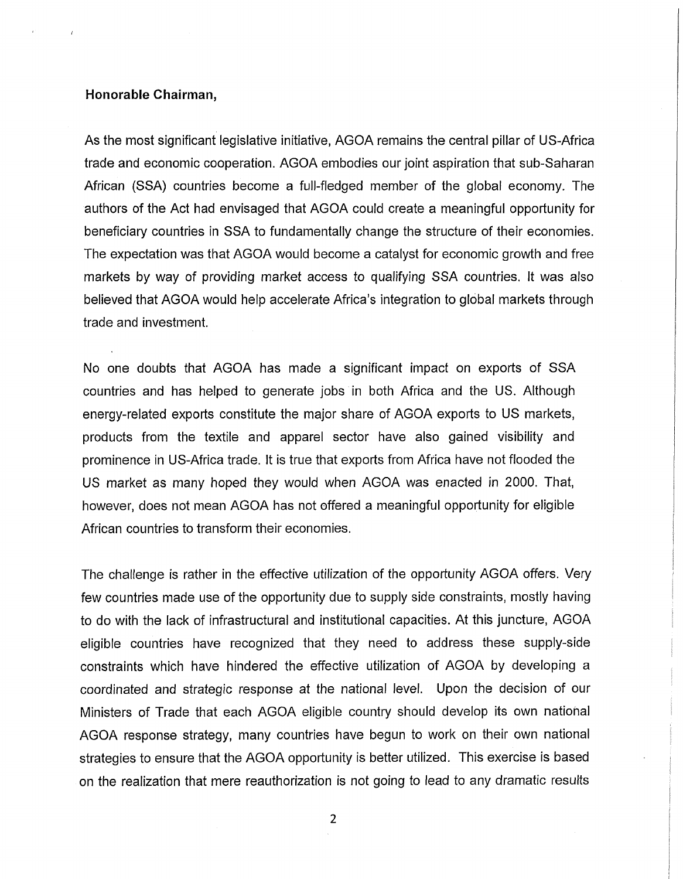**Honorable Chairman,**

As the most significant legislative initiative, AGOA remains the central pillar of US-Africa trade and economic cooperation. AGOA embodies our joint aspiration that sub-Saharan African (SSA) countries become a full-fledged member of the global economy. The authors of the Act had envisaged that AGOA could create a meaningful opportunity for beneficiary countries in SSA to fundamentally change the structure of their economies. The expectation was that AGOA would become a catalyst for economic growth and free markets by way of providing market access to qualifying SSA countries. It was also believed that AGOA would help accelerate Africa's integration to global markets through trade and investment.

No one doubts that AGOA has made a significant impact on exports of SSA countries and has helped to generate jobs in both Africa and the US. Although energy-related exports constitute the major share of AGOA exports to US markets, products from the textile and apparel sector have also gained visibility and prominence in US-Africa trade. It is true that exports from Africa have not flooded the US market as many hoped they would when AGOA was enacted in 2000. That, however, does not mean AGOA has not offered a meaningful opportunity for eligible African countries to transform their economies.

The challenge is rather in the effective utilization of the opportunity AGOA offers. Very few countries made use of the opportunity due to supply side constraints, mostly having to do with the lack of infrastructural and institutional capacities. At this juncture, AGOA eligible countries have recognized that they need to address these supply-side constraints which have hindered the effective utilization of AGOA by developing a coordinated and strategic response at the national level. Upon the decision of our Ministers of Trade that each AGOA eligible country should develop its own national AGOA response strategy, many countries have begun to work on their own national strategies to ensure that the AGOA opportunity is better utilized. This exercise is based on the realization that mere reauthorization is not going to lead to any dramatic results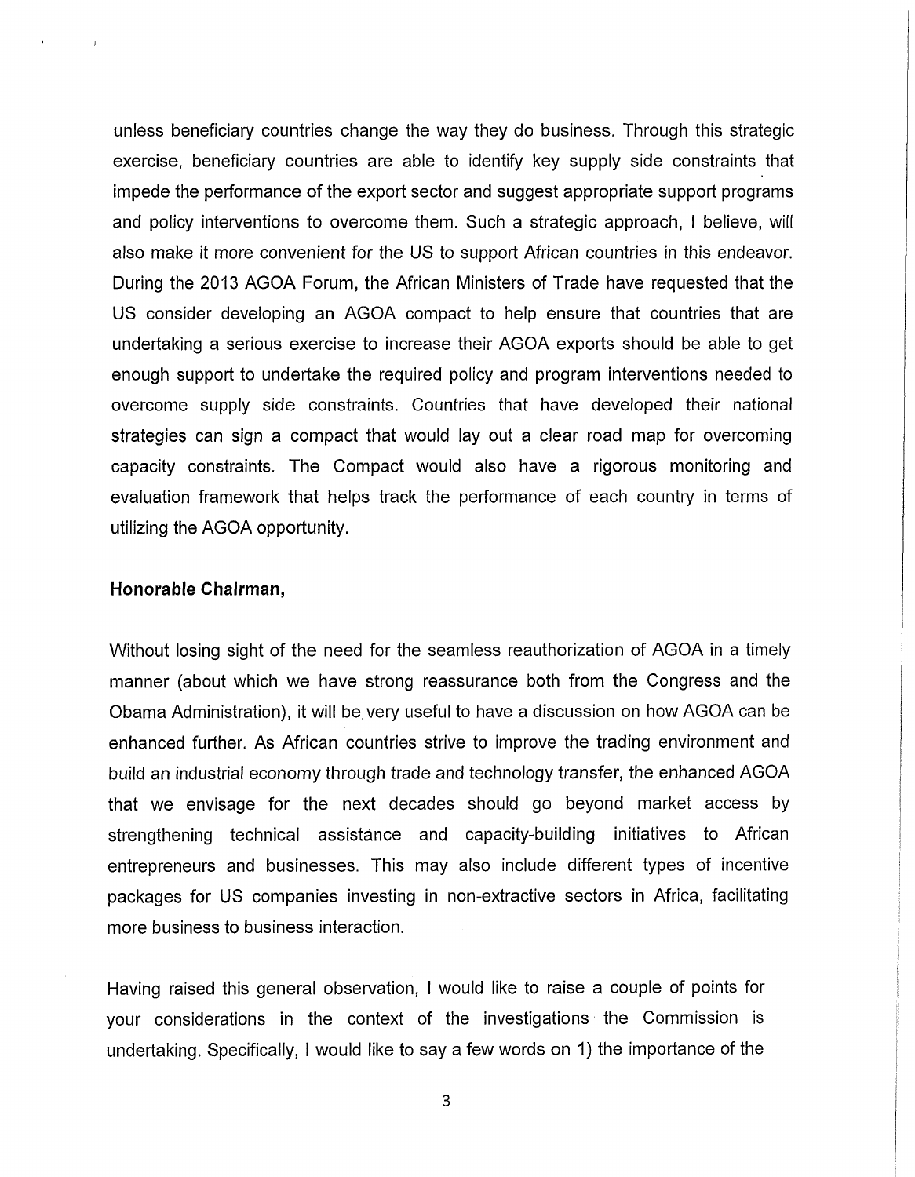unless beneficiary countries change the way they do business. Through this strategic exercise, beneficiary countries are able to identify key supply side constraints that impede the performance of the export sector and suggest appropriate support programs and policy interventions to overcome them. Such a strategic approach, I believe, will also make it more convenient for the US to support African countries in this endeavor. During the 2013 AGOA Forum, the African Ministers of Trade have requested that the US consider developing an AGOA compact to help ensure that countries that are undertaking a serious exercise to increase their AGOA exports should be able to get enough support to undertake the required policy and program interventions needed to overcome supply side constraints. Countries that have developed their national strategies can sign a compact that would lay out a clear road map for overcoming capacity constraints. The Compact would also have a rigorous monitoring and evaluation framework that helps track the performance of each country in terms of utilizing the AGOA opportunity.

**Honorable Chairman,**

Without losing sight of the need for the seamless reauthorization of AGOA in a timely manner (about which we have strong reassurance both from the Congress and the Obama Administration), it will be very useful to have a discussion on how AGOA can be enhanced further. As African countries strive to improve the trading environment and build an industrial economy through trade and technology transfer, the enhanced AGOA that we envisage for the next decades should go beyond market access by strengthening technical assistance and capacity-building initiatives to African entrepreneurs and businesses. This may also include different types of incentive packages for US companies investing in non-extractive sectors in Africa, facilitating more business to business interaction.

Having raised this general observation, I would like to raise a couple of points for your considerations in the context of the investigations the Commission is undertaking. Specifically, I would like to say a few words on 1) the importance of the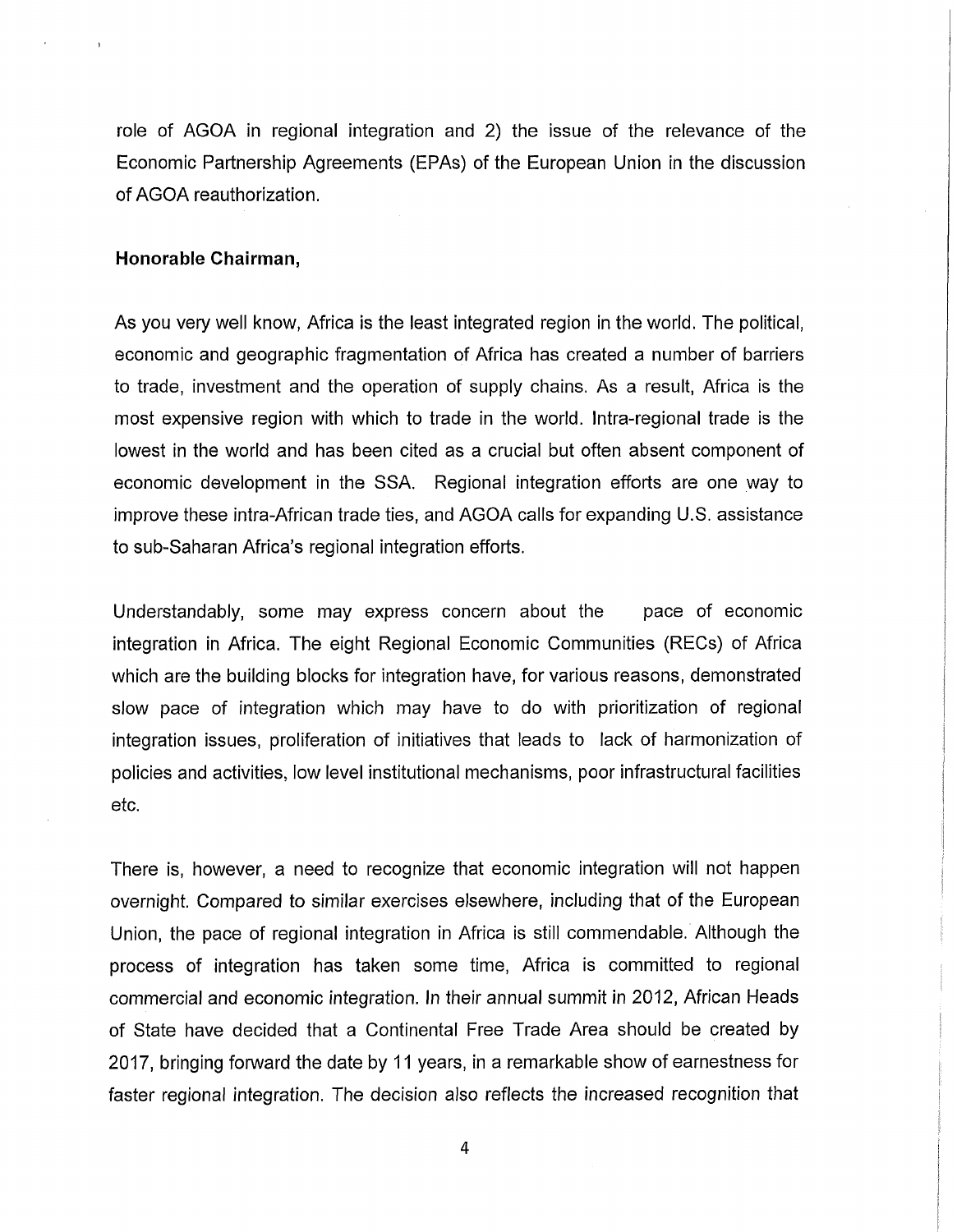role of AGOA in regional integration and 2) the issue of the relevance of the Economic Partnership Agreements (EPAs) of the European Union in the discussion of AGOA reauthorization.

**Honorable Chairman,**

As you very well know, Africa is the least integrated region in the world. The political, economic and geographic fragmentation of Africa has created a number of barriers to trade, investment and the operation of supply chains. As a result, Africa is the most expensive region with which to trade in the world. Intra-regional trade is the lowest in the world and has been cited as a crucial but often absent component of economic development in the SSA. Regional integration efforts are one way to improve these intra-African trade ties, and AGOA calls for expanding U.S. assistance to sub-Saharan Africa's regional integration efforts.

Understandably, some may express concern about the pace of economic integration in Africa. The eight Regional Economic Communities (RECs) of Africa which are the building blocks for integration have, for various reasons, demonstrated slow pace of integration which may have to do with prioritization of regional integration issues, proliferation of initiatives that leads to lack of harmonization of policies and activities, low level institutional mechanisms, poor infrastructural facilities etc.

There is, however, a need to recognize that economic integration will not happen overnight. Compared to similar exercises elsewhere, including that of the European Union, the pace of regional integration in Africa is still commendable. Although the process of integration has taken some time, Africa is committed to regional commercial and economic integration. In their annual summit in 2012, African Heads of State have decided that a Continental Free Trade Area should be created by 2017, bringing forward the date by 11 years, in a remarkable show of earnestness for faster regional integration. The decision also reflects the increased recognition that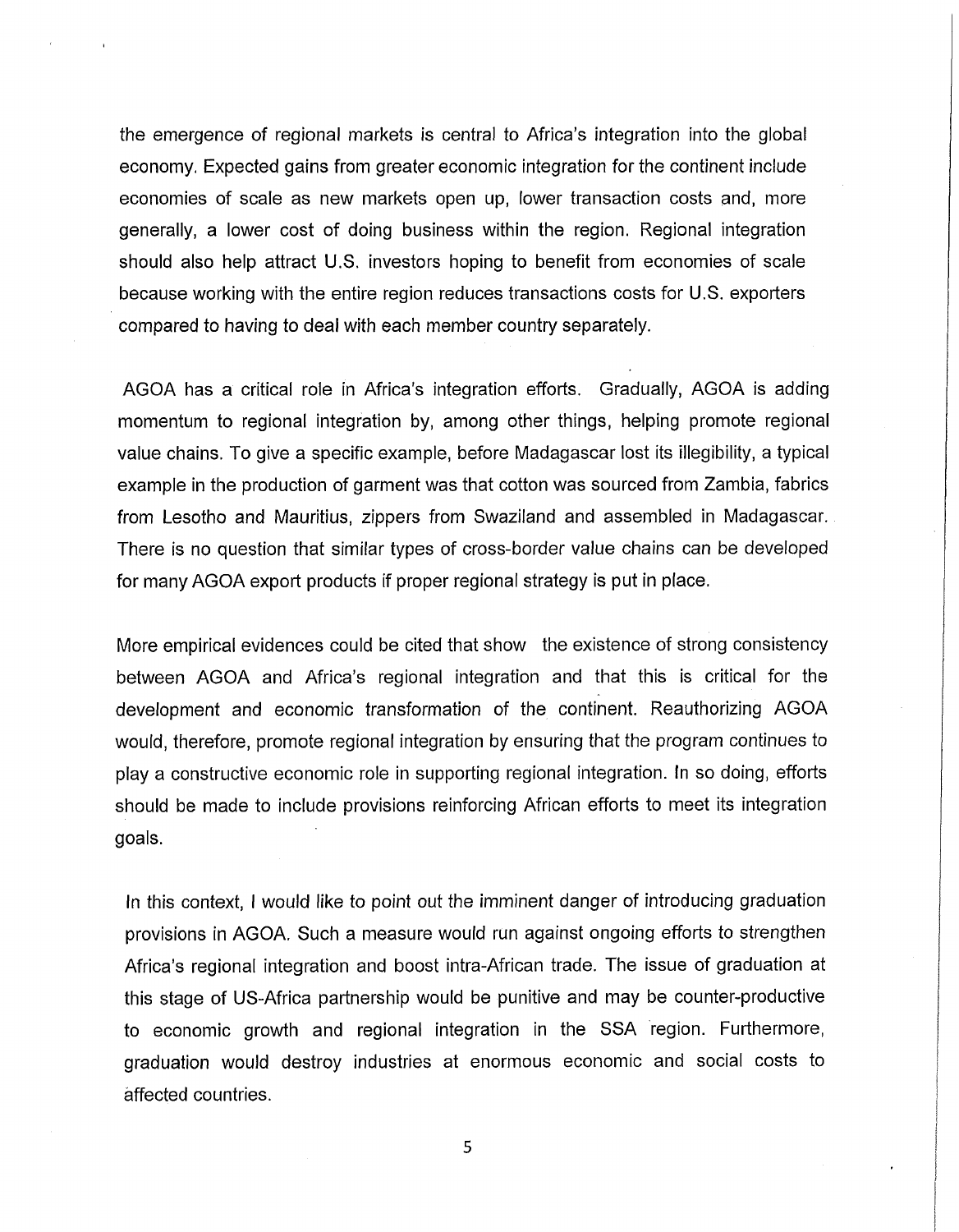the emergence of regional markets is central to Africa's integration into the global economy. Expected gains from greater economic integration for the continent include economies of scale as new markets open up, lower transaction costs and, more generally, a lower cost of doing business within the region. Regional integration should also help attract U.S. investors hoping to benefit from economies of scale because working with the entire region reduces transactions costs for U.S. exporters compared to having to deal with each member country separately.

AGOA has a critical role in Africa's integration efforts. Gradually, AGOA is adding momentum to regional integration by, among other things, helping promote regional value chains. To give a specific example, before Madagascar lost its illegibility, a typical example in the production of garment was that cotton was sourced from Zambia, fabrics from Lesotho and Mauritius, zippers from Swaziland and assembled in Madagascar. There is no question that similar types of cross-border value chains can be developed for many AGOA export products if proper regional strategy is put in place.

More empirical evidences could be cited that show the existence of strong consistency between AGOA and Africa's regional integration and that this is critical for the development and economic transformation of the continent. Reauthorizing AGOA would, therefore, promote regional integration by ensuring that the program continues to play a constructive economic role in supporting regional integration. In so doing, efforts should be made to include provisions reinforcing African efforts to meet its integration goals.

In this context, I would like to point out the imminent danger of introducing graduation provisions in AGOA. Such a measure would run against ongoing efforts to strengthen Africa's regional integration and boost intra-African trade. The issue of graduation at this stage of US-Africa partnership would be punitive and may be counter-productive to economic growth and regional integration in the SSA region. Furthermore, graduation would destroy industries at enormous economic and social costs to affected countries.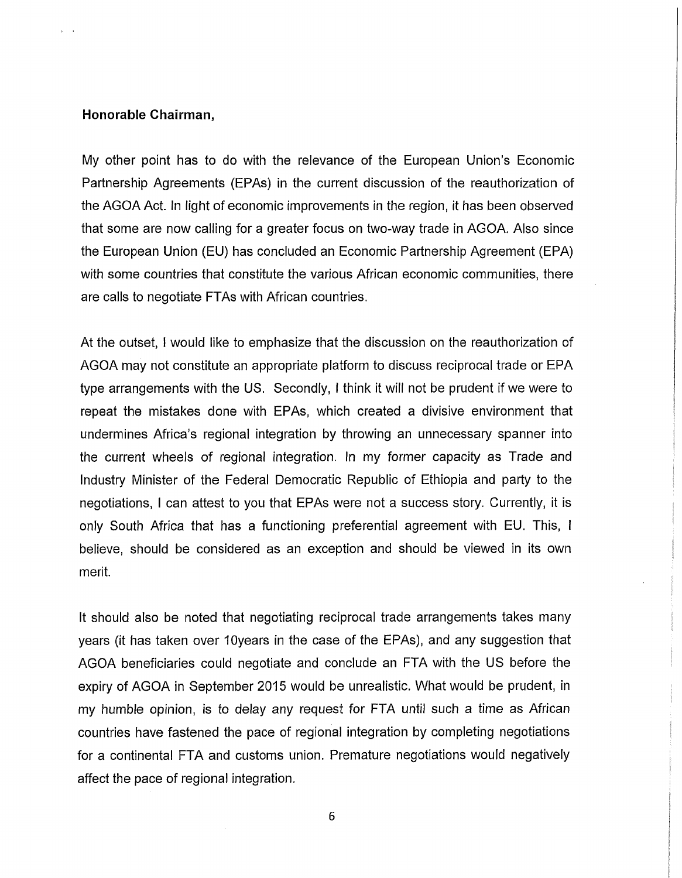**Honorable Chairman,**

My other point has to do with the relevance of the European Union's Economic Partnership Agreements (EPAs) in the current discussion of the reauthorization of the AGOA Act. In light of economic improvements in the region, it has been observed that some are now calling for a greater focus on two-way trade in AGOA. Also since the European Union (EU) has concluded an Economic Partnership Agreement (EPA) with some countries that constitute the various African economic communities, there are calls to negotiate FTAs with African countries.

At the outset, I would like to emphasize that the discussion on the reauthorization of AGOA may not constitute an appropriate platform to discuss reciprocal trade or EPA type arrangements with the US. Secondly, I think it will not be prudent if we were to repeat the mistakes done with EPAs, which created a divisive environment that undermines Africa's regional integration by throwing an unnecessary spanner into the current wheels of regional integration. In my former capacity as Trade and Industry Minister of the Federal Democratic Republic of Ethiopia and party to the negotiations, I can attest to you that EPAs were not a success story. Currently, it is only South Africa that has a functioning preferential agreement with EU. This, I believe, should be considered as an exception and should be viewed in its own merit.

It should also be noted that negotiating reciprocal trade arrangements takes many years (it has taken over 10years in the case of the EPAs), and any suggestion that AGOA beneficiaries could negotiate and conclude an FTA with the US before the expiry of AGOA in September 2015 would be unrealistic. What would be prudent, in my humble opinion, is to delay any request for FTA until such a time as African countries have fastened the pace of regional integration by completing negotiations for a continental FTA and customs union. Premature negotiations would negatively affect the pace of regional integration.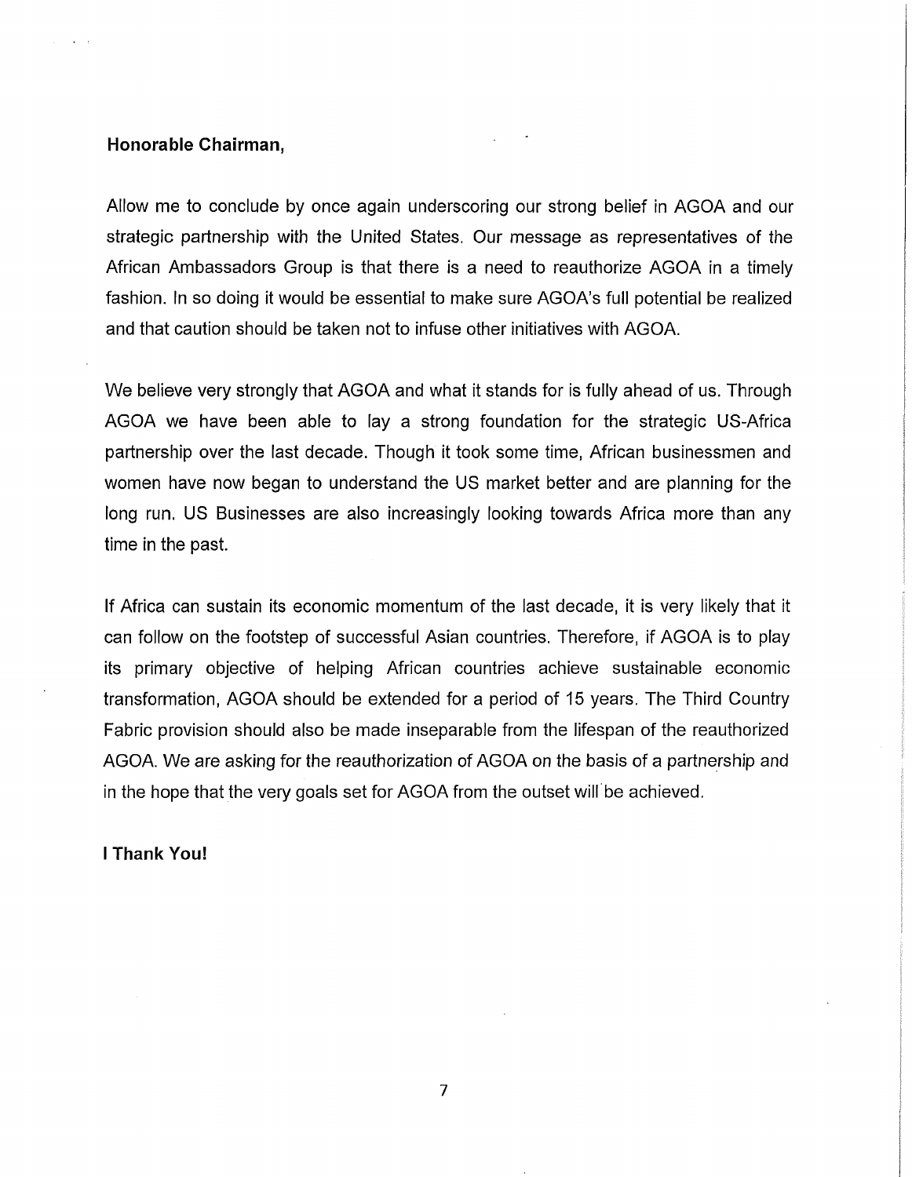**Honorable Chairman,**

Allow me to conclude by once again underscoring our strong belief in AGOA and our strategic partnership with the United States. Our message as representatives of the African Ambassadors Group is that there is a need to reauthorize AGOA in a timely fashion. In so doing it would be essential to make sure AGOA's full potential be realized and that caution should be taken not to infuse other initiatives with AGOA.

We believe very strongly that AGOA and what it stands for is fully ahead of us. Through AGOA we have been able to lay a strong foundation for the strategic US-Africa partnership over the last decade. Though it took some time, African businessmen and women have now began to understand the US market better and are planning for the long run. US Businesses are also increasingly looking towards Africa more than any time in the past.

If Africa can sustain its economic momentum of the last decade, it is very likely that it can follow on the footstep of successful Asian countries. Therefore, if AGOA is to play its primary objective of helping African countries achieve sustainable economic transformation, AGOA should be extended for a period of 15 years. The Third Country Fabric provision should also be made inseparable from the lifespan of the reauthorized AGOA. We are asking for the reauthorization of AGOA on the basis of a partnership and in the hope that the very goals set for AGOA from the outset will be achieved.

**I Thank You!**